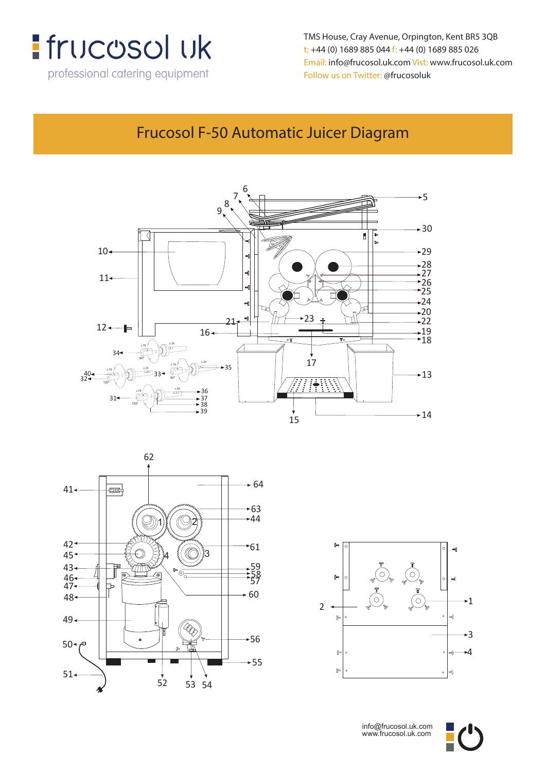frucosol uk

professional catering equipment

TMS House, Cray Avenue, Orpington, Kent BR5 3QB
t: +44 (0) 1689 885 044 f: +44 (0) 1689 885 026
Email: info@frucosol.uk.com Visit: www.frucosol.uk.com
Follow us on Twitter: @frucosoluk

# Frucosol F-50 Automatic Juicer Diagram

info@frucosol.uk.com
www.frucosol.uk.com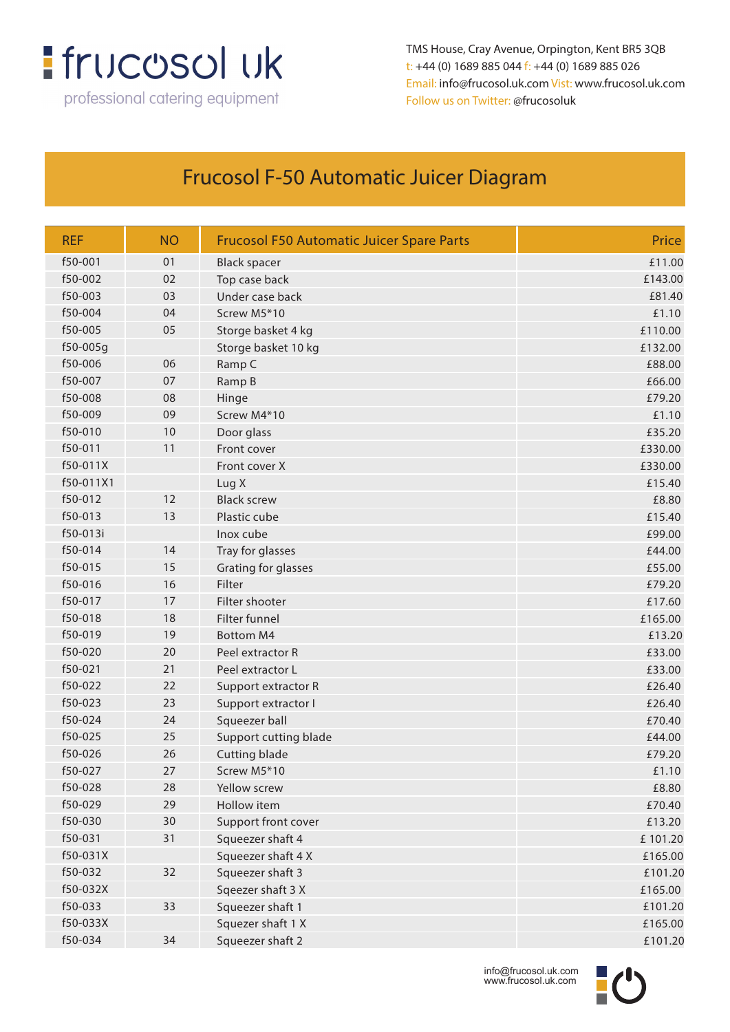frucosol uk

professional catering equipment

TMS House, Cray Avenue, Orpington, Kent BR5 3QB
t: +44 (0) 1689 885 044 f: +44 (0) 1689 885 026
Email: info@frucosol.uk.com Vist: www.frucosol.uk.com
Follow us on Twitter: @frucosoluk

# Frucosol F-50 Automatic Juicer Diagram

| REF | NO | Frucosol F50 Automatic Juicer Spare Parts | Price |
|---|---|---|---|
| f50-001 | 01 | Black spacer | £11.00 |
| f50-002 | 02 | Top case back | £143.00 |
| f50-003 | 03 | Under case back | £81.40 |
| f50-004 | 04 | Screw M5*10 | £1.10 |
| f50-005 | 05 | Storge basket 4 kg | £110.00 |
| f50-005g | | Storge basket 10 kg | £132.00 |
| f50-006 | 06 | Ramp C | £88.00 |
| f50-007 | 07 | Ramp B | £66.00 |
| f50-008 | 08 | Hinge | £79.20 |
| f50-009 | 09 | Screw M4*10 | £1.10 |
| f50-010 | 10 | Door glass | £35.20 |
| f50-011 | 11 | Front cover | £330.00 |
| f50-011X | | Front cover X | £330.00 |
| f50-011X1 | | Lug X | £15.40 |
| f50-012 | 12 | Black screw | £8.80 |
| f50-013 | 13 | Plastic cube | £15.40 |
| f50-013i | | Inox cube | £99.00 |
| f50-014 | 14 | Tray for glasses | £44.00 |
| f50-015 | 15 | Grating for glasses | £55.00 |
| f50-016 | 16 | Filter | £79.20 |
| f50-017 | 17 | Filter shooter | £17.60 |
| f50-018 | 18 | Filter funnel | £165.00 |
| f50-019 | 19 | Bottom M4 | £13.20 |
| f50-020 | 20 | Peel extractor R | £33.00 |
| f50-021 | 21 | Peel extractor L | £33.00 |
| f50-022 | 22 | Support extractor R | £26.40 |
| f50-023 | 23 | Support extractor l | £26.40 |
| f50-024 | 24 | Squeezer ball | £70.40 |
| f50-025 | 25 | Support cutting blade | £44.00 |
| f50-026 | 26 | Cutting blade | £79.20 |
| f50-027 | 27 | Screw M5*10 | £1.10 |
| f50-028 | 28 | Yellow screw | £8.80 |
| f50-029 | 29 | Hollow item | £70.40 |
| f50-030 | 30 | Support front cover | £13.20 |
| f50-031 | 31 | Squeezer shaft 4 | £ 101.20 |
| f50-031X | | Squeezer shaft 4 X | £165.00 |
| f50-032 | 32 | Squeezer shaft 3 | £101.20 |
| f50-032X | | Sqeezer shaft 3 X | £165.00 |
| f50-033 | 33 | Squeezer shaft 1 | £101.20 |
| f50-033X | | Squezer shaft 1 X | £165.00 |
| f50-034 | 34 | Squeezer shaft 2 | £101.20 |

info@frucosol.uk.com
www.frucosol.uk.com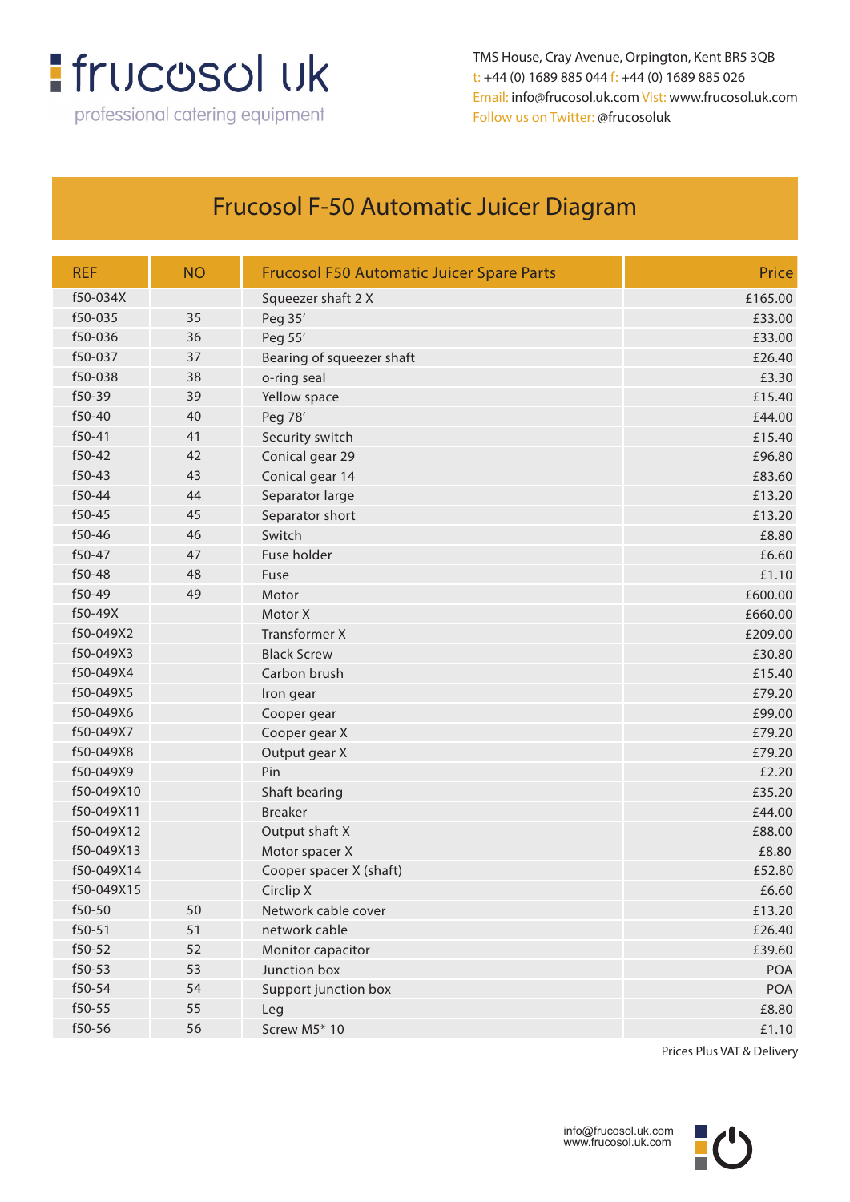frucosol uk
professional catering equipment

TMS House, Cray Avenue, Orpington, Kent BR5 3QB
t: +44 (0) 1689 885 044 f: +44 (0) 1689 885 026
Email: info@frucosol.uk.com Visit: www.frucosol.uk.com
Follow us on Twitter: @frucosoluk

# Frucosol F-50 Automatic Juicer Diagram

| REF | NO | Frucosol F50 Automatic Juicer Spare Parts | Price |
|---|---|---|---|
| f50-034X | | Squeezer shaft 2 X | £165.00 |
| f50-035 | 35 | Peg 35' | £33.00 |
| f50-036 | 36 | Peg 55' | £33.00 |
| f50-037 | 37 | Bearing of squeezer shaft | £26.40 |
| f50-038 | 38 | o-ring seal | £3.30 |
| f50-39 | 39 | Yellow space | £15.40 |
| f50-40 | 40 | Peg 78' | £44.00 |
| f50-41 | 41 | Security switch | £15.40 |
| f50-42 | 42 | Conical gear 29 | £96.80 |
| f50-43 | 43 | Conical gear 14 | £83.60 |
| f50-44 | 44 | Separator large | £13.20 |
| f50-45 | 45 | Separator short | £13.20 |
| f50-46 | 46 | Switch | £8.80 |
| f50-47 | 47 | Fuse holder | £6.60 |
| f50-48 | 48 | Fuse | £1.10 |
| f50-49 | 49 | Motor | £600.00 |
| f50-49X | | Motor X | £660.00 |
| f50-049X2 | | Transformer X | £209.00 |
| f50-049X3 | | Black Screw | £30.80 |
| f50-049X4 | | Carbon brush | £15.40 |
| f50-049X5 | | Iron gear | £79.20 |
| f50-049X6 | | Cooper gear | £99.00 |
| f50-049X7 | | Cooper gear X | £79.20 |
| f50-049X8 | | Output gear X | £79.20 |
| f50-049X9 | | Pin | £2.20 |
| f50-049X10 | | Shaft bearing | £35.20 |
| f50-049X11 | | Breaker | £44.00 |
| f50-049X12 | | Output shaft X | £88.00 |
| f50-049X13 | | Motor spacer X | £8.80 |
| f50-049X14 | | Cooper spacer X (shaft) | £52.80 |
| f50-049X15 | | Circlip X | £6.60 |
| f50-50 | 50 | Network cable cover | £13.20 |
| f50-51 | 51 | network cable | £26.40 |
| f50-52 | 52 | Monitor capacitor | £39.60 |
| f50-53 | 53 | Junction box | POA |
| f50-54 | 54 | Support junction box | POA |
| f50-55 | 55 | Leg | £8.80 |
| f50-56 | 56 | Screw M5* 10 | £1.10 |

Prices Plus VAT & Delivery

info@frucosol.uk.com
www.frucosol.uk.com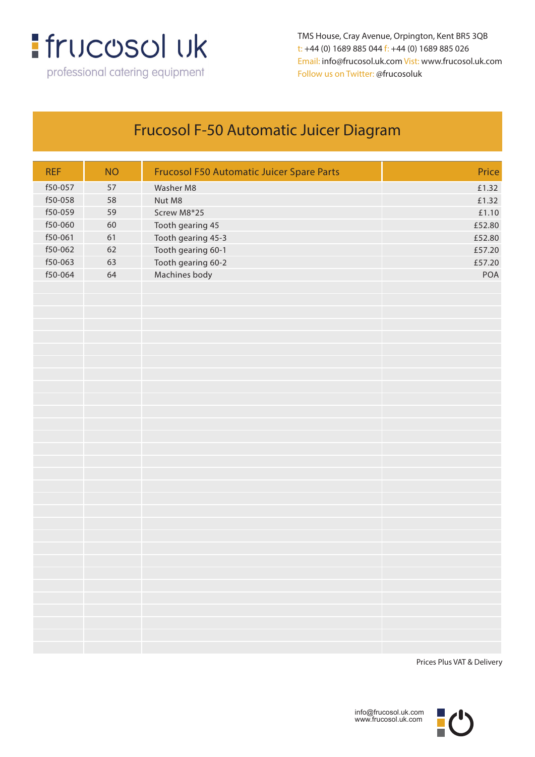frucosol uk
professional catering equipment

TMS House, Cray Avenue, Orpington, Kent BR5 3QB
t: +44 (0) 1689 885 044 f: +44 (0) 1689 885 026
Email: info@frucosol.uk.com Vist: www.frucosol.uk.com
Follow us on Twitter: @frucosoluk

# Frucosol F-50 Automatic Juicer Diagram

| REF | NO | Frucosol F50 Automatic Juicer Spare Parts | Price |
|---|---|---|---|
| f50-057 | 57 | Washer M8 | £1.32 |
| f50-058 | 58 | Nut M8 | £1.32 |
| f50-059 | 59 | Screw M8*25 | £1.10 |
| f50-060 | 60 | Tooth gearing 45 | £52.80 |
| f50-061 | 61 | Tooth gearing 45-3 | £52.80 |
| f50-062 | 62 | Tooth gearing 60-1 | £57.20 |
| f50-063 | 63 | Tooth gearing 60-2 | £57.20 |
| f50-064 | 64 | Machines body | POA |

Prices Plus VAT & Delivery

info@frucosol.uk.com
www.frucosol.uk.com